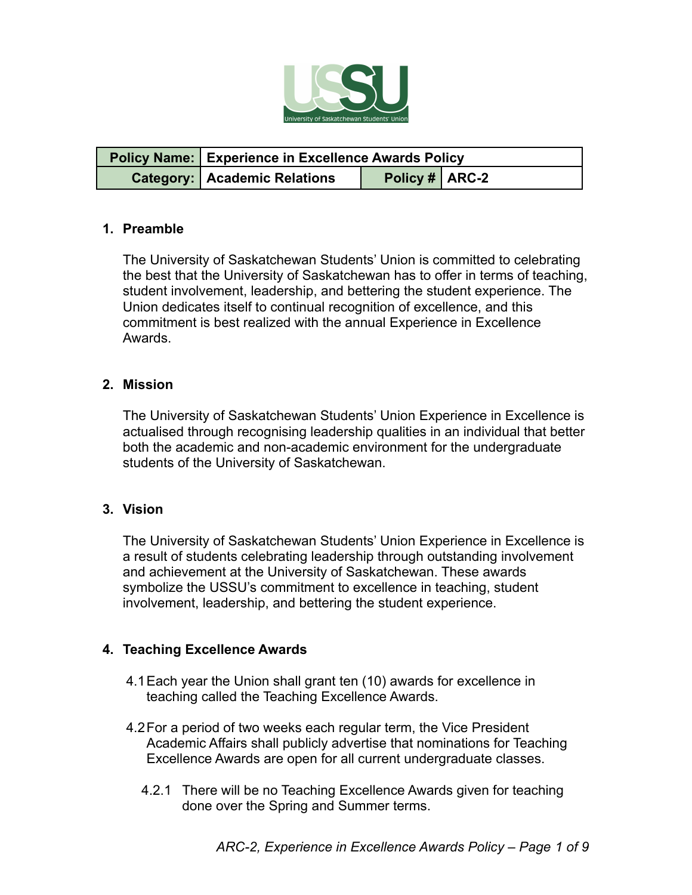| Policy Name: | Experience in Excellence Awards Policy | | |
|---|---|---|---|
| Category: | Academic Relations | Policy # | ARC-2 |

## 1. Preamble

The University of Saskatchewan Students' Union is committed to celebrating the best that the University of Saskatchewan has to offer in terms of teaching, student involvement, leadership, and bettering the student experience. The Union dedicates itself to continual recognition of excellence, and this commitment is best realized with the annual Experience in Excellence Awards.

## 2. Mission

The University of Saskatchewan Students' Union Experience in Excellence is actualised through recognising leadership qualities in an individual that better both the academic and non-academic environment for the undergraduate students of the University of Saskatchewan.

## 3. Vision

The University of Saskatchewan Students' Union Experience in Excellence is a result of students celebrating leadership through outstanding involvement and achievement at the University of Saskatchewan. These awards symbolize the USSU's commitment to excellence in teaching, student involvement, leadership, and bettering the student experience.

## 4. Teaching Excellence Awards

4.1 Each year the Union shall grant ten (10) awards for excellence in teaching called the Teaching Excellence Awards.

4.2 For a period of two weeks each regular term, the Vice President Academic Affairs shall publicly advertise that nominations for Teaching Excellence Awards are open for all current undergraduate classes.

4.2.1 There will be no Teaching Excellence Awards given for teaching done over the Spring and Summer terms.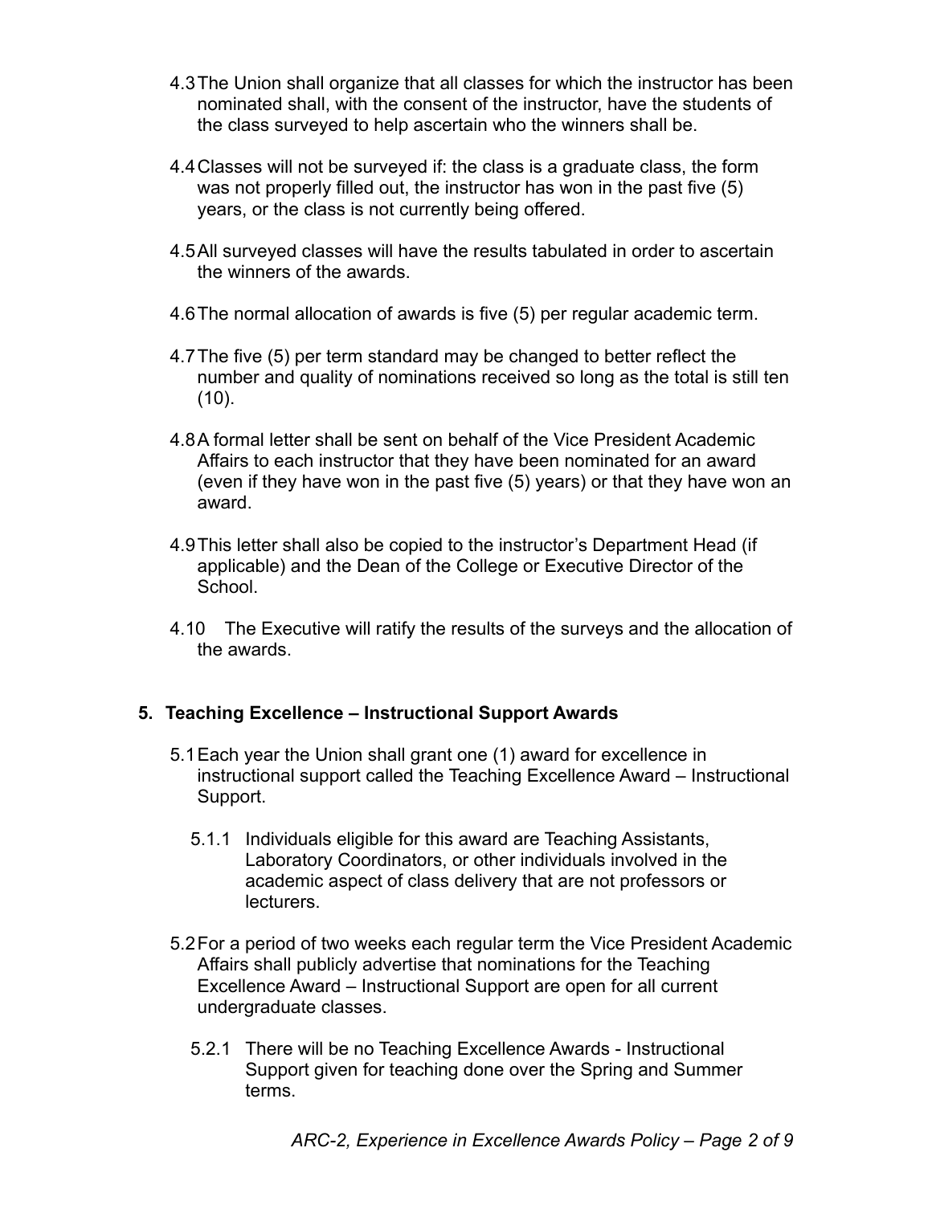4.3 The Union shall organize that all classes for which the instructor has been nominated shall, with the consent of the instructor, have the students of the class surveyed to help ascertain who the winners shall be.

4.4 Classes will not be surveyed if: the class is a graduate class, the form was not properly filled out, the instructor has won in the past five (5) years, or the class is not currently being offered.

4.5 All surveyed classes will have the results tabulated in order to ascertain the winners of the awards.

4.6 The normal allocation of awards is five (5) per regular academic term.

4.7 The five (5) per term standard may be changed to better reflect the number and quality of nominations received so long as the total is still ten (10).

4.8 A formal letter shall be sent on behalf of the Vice President Academic Affairs to each instructor that they have been nominated for an award (even if they have won in the past five (5) years) or that they have won an award.

4.9 This letter shall also be copied to the instructor's Department Head (if applicable) and the Dean of the College or Executive Director of the School.

4.10 The Executive will ratify the results of the surveys and the allocation of the awards.

## 5. Teaching Excellence – Instructional Support Awards

5.1 Each year the Union shall grant one (1) award for excellence in instructional support called the Teaching Excellence Award – Instructional Support.

5.1.1 Individuals eligible for this award are Teaching Assistants, Laboratory Coordinators, or other individuals involved in the academic aspect of class delivery that are not professors or lecturers.

5.2 For a period of two weeks each regular term the Vice President Academic Affairs shall publicly advertise that nominations for the Teaching Excellence Award – Instructional Support are open for all current undergraduate classes.

5.2.1 There will be no Teaching Excellence Awards - Instructional Support given for teaching done over the Spring and Summer terms.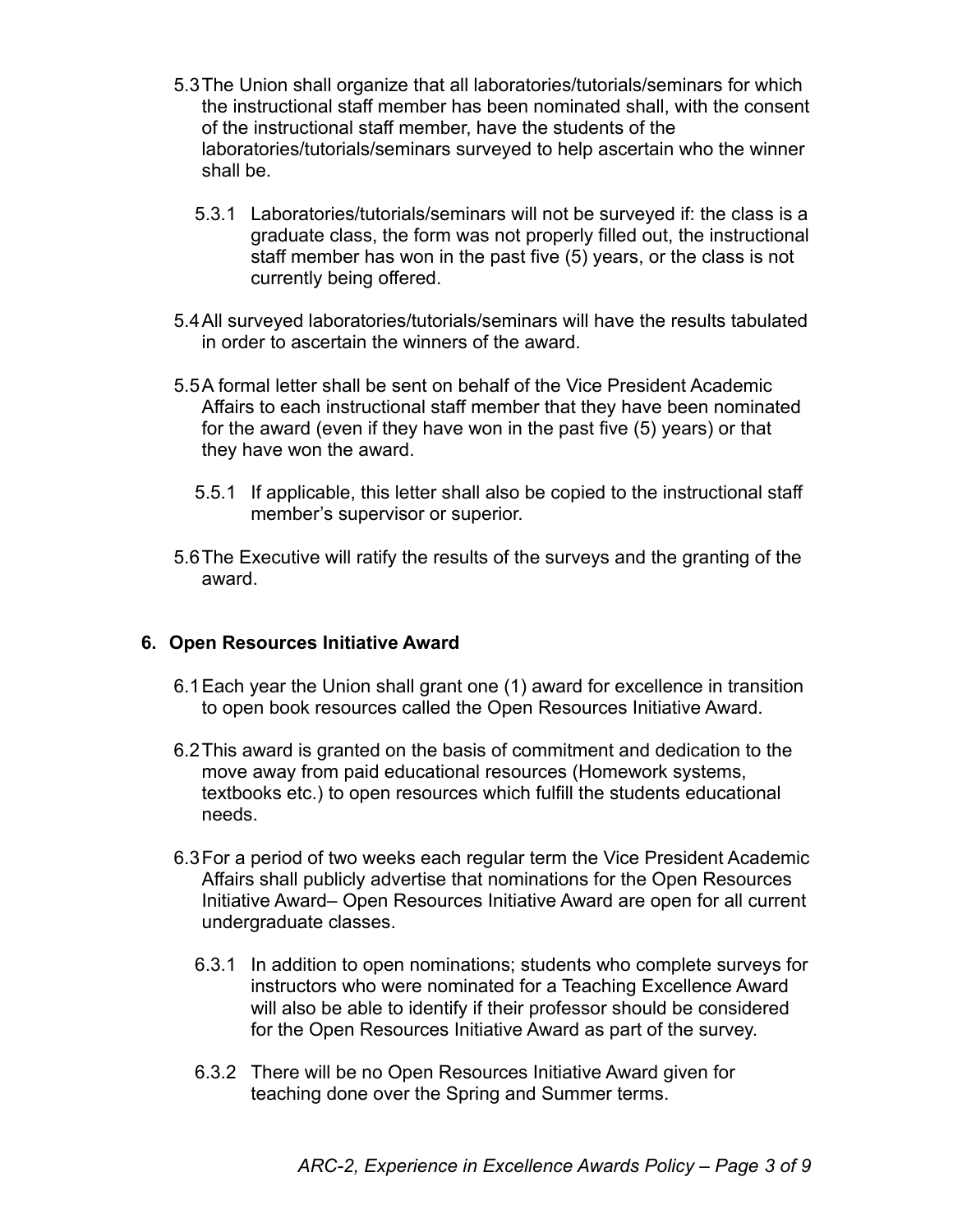5.3 The Union shall organize that all laboratories/tutorials/seminars for which the instructional staff member has been nominated shall, with the consent of the instructional staff member, have the students of the laboratories/tutorials/seminars surveyed to help ascertain who the winner shall be.

5.3.1 Laboratories/tutorials/seminars will not be surveyed if: the class is a graduate class, the form was not properly filled out, the instructional staff member has won in the past five (5) years, or the class is not currently being offered.

5.4 All surveyed laboratories/tutorials/seminars will have the results tabulated in order to ascertain the winners of the award.

5.5 A formal letter shall be sent on behalf of the Vice President Academic Affairs to each instructional staff member that they have been nominated for the award (even if they have won in the past five (5) years) or that they have won the award.

5.5.1 If applicable, this letter shall also be copied to the instructional staff member's supervisor or superior.

5.6 The Executive will ratify the results of the surveys and the granting of the award.

## 6. Open Resources Initiative Award

6.1 Each year the Union shall grant one (1) award for excellence in transition to open book resources called the Open Resources Initiative Award.

6.2 This award is granted on the basis of commitment and dedication to the move away from paid educational resources (Homework systems, textbooks etc.) to open resources which fulfill the students educational needs.

6.3 For a period of two weeks each regular term the Vice President Academic Affairs shall publicly advertise that nominations for the Open Resources Initiative Award– Open Resources Initiative Award are open for all current undergraduate classes.

6.3.1 In addition to open nominations; students who complete surveys for instructors who were nominated for a Teaching Excellence Award will also be able to identify if their professor should be considered for the Open Resources Initiative Award as part of the survey.

6.3.2 There will be no Open Resources Initiative Award given for teaching done over the Spring and Summer terms.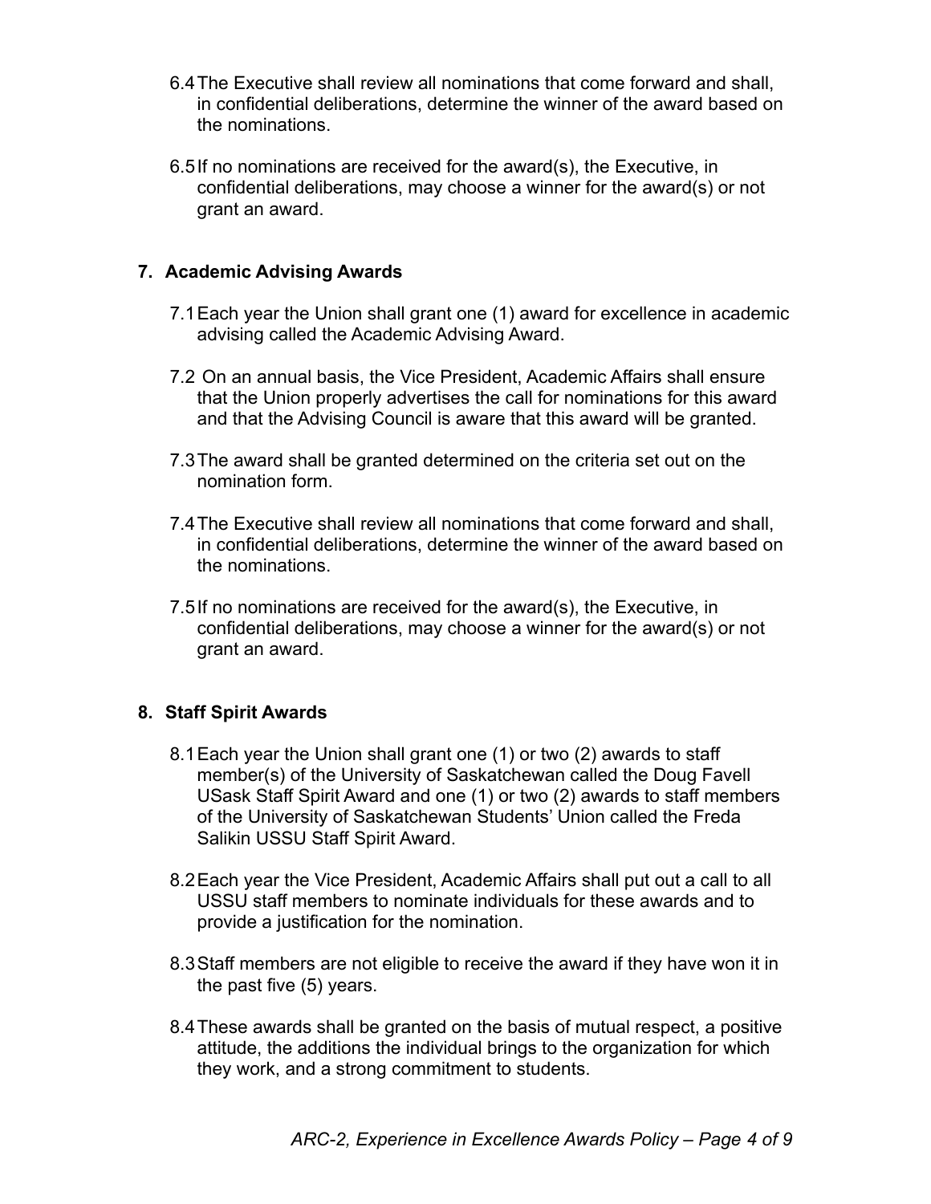6.4 The Executive shall review all nominations that come forward and shall, in confidential deliberations, determine the winner of the award based on the nominations.

6.5 If no nominations are received for the award(s), the Executive, in confidential deliberations, may choose a winner for the award(s) or not grant an award.

## 7. Academic Advising Awards

7.1 Each year the Union shall grant one (1) award for excellence in academic advising called the Academic Advising Award.

7.2 On an annual basis, the Vice President, Academic Affairs shall ensure that the Union properly advertises the call for nominations for this award and that the Advising Council is aware that this award will be granted.

7.3 The award shall be granted determined on the criteria set out on the nomination form.

7.4 The Executive shall review all nominations that come forward and shall, in confidential deliberations, determine the winner of the award based on the nominations.

7.5 If no nominations are received for the award(s), the Executive, in confidential deliberations, may choose a winner for the award(s) or not grant an award.

## 8. Staff Spirit Awards

8.1 Each year the Union shall grant one (1) or two (2) awards to staff member(s) of the University of Saskatchewan called the Doug Favell USask Staff Spirit Award and one (1) or two (2) awards to staff members of the University of Saskatchewan Students' Union called the Freda Salikin USSU Staff Spirit Award.

8.2 Each year the Vice President, Academic Affairs shall put out a call to all USSU staff members to nominate individuals for these awards and to provide a justification for the nomination.

8.3 Staff members are not eligible to receive the award if they have won it in the past five (5) years.

8.4 These awards shall be granted on the basis of mutual respect, a positive attitude, the additions the individual brings to the organization for which they work, and a strong commitment to students.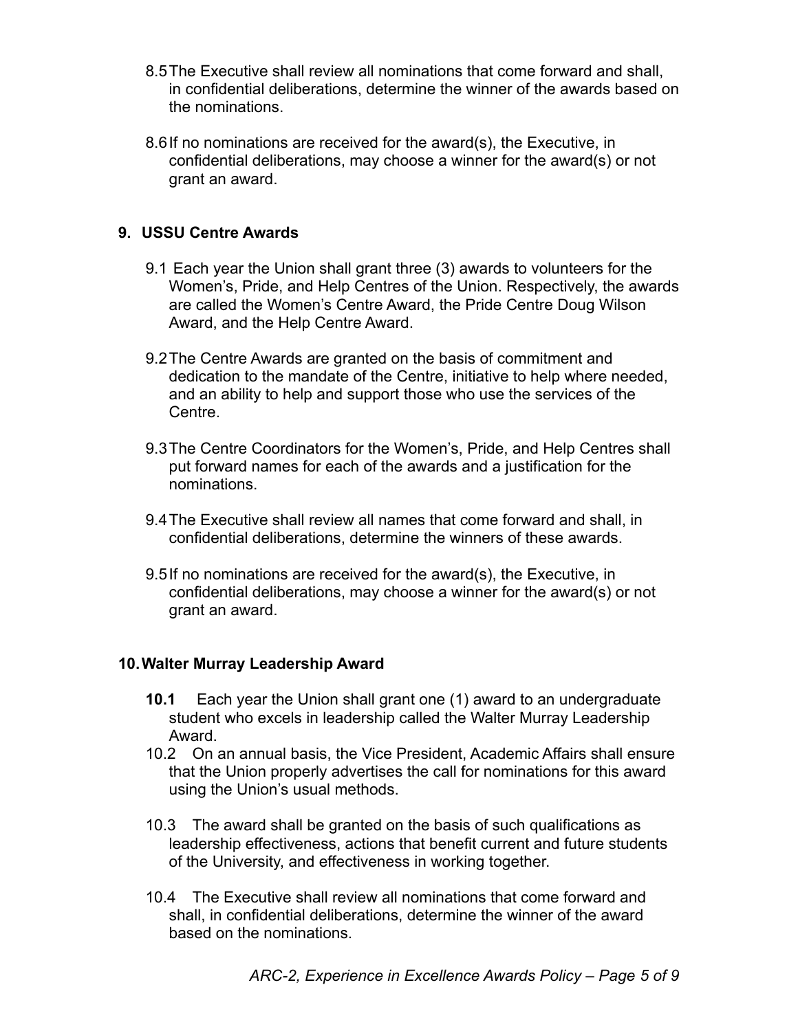8.5 The Executive shall review all nominations that come forward and shall, in confidential deliberations, determine the winner of the awards based on the nominations.

8.6 If no nominations are received for the award(s), the Executive, in confidential deliberations, may choose a winner for the award(s) or not grant an award.

## 9. USSU Centre Awards

9.1 Each year the Union shall grant three (3) awards to volunteers for the Women's, Pride, and Help Centres of the Union. Respectively, the awards are called the Women's Centre Award, the Pride Centre Doug Wilson Award, and the Help Centre Award.

9.2 The Centre Awards are granted on the basis of commitment and dedication to the mandate of the Centre, initiative to help where needed, and an ability to help and support those who use the services of the Centre.

9.3 The Centre Coordinators for the Women's, Pride, and Help Centres shall put forward names for each of the awards and a justification for the nominations.

9.4 The Executive shall review all names that come forward and shall, in confidential deliberations, determine the winners of these awards.

9.5 If no nominations are received for the award(s), the Executive, in confidential deliberations, may choose a winner for the award(s) or not grant an award.

## 10. Walter Murray Leadership Award

**10.1** Each year the Union shall grant one (1) award to an undergraduate student who excels in leadership called the Walter Murray Leadership Award.

10.2 On an annual basis, the Vice President, Academic Affairs shall ensure that the Union properly advertises the call for nominations for this award using the Union's usual methods.

10.3 The award shall be granted on the basis of such qualifications as leadership effectiveness, actions that benefit current and future students of the University, and effectiveness in working together.

10.4 The Executive shall review all nominations that come forward and shall, in confidential deliberations, determine the winner of the award based on the nominations.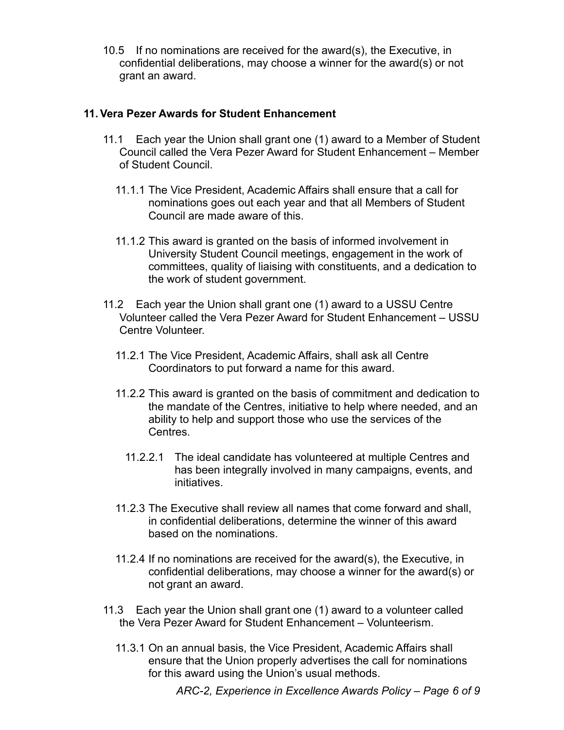10.5 If no nominations are received for the award(s), the Executive, in confidential deliberations, may choose a winner for the award(s) or not grant an award.

## 11. Vera Pezer Awards for Student Enhancement

11.1 Each year the Union shall grant one (1) award to a Member of Student Council called the Vera Pezer Award for Student Enhancement – Member of Student Council.

11.1.1 The Vice President, Academic Affairs shall ensure that a call for nominations goes out each year and that all Members of Student Council are made aware of this.

11.1.2 This award is granted on the basis of informed involvement in University Student Council meetings, engagement in the work of committees, quality of liaising with constituents, and a dedication to the work of student government.

11.2 Each year the Union shall grant one (1) award to a USSU Centre Volunteer called the Vera Pezer Award for Student Enhancement – USSU Centre Volunteer.

11.2.1 The Vice President, Academic Affairs, shall ask all Centre Coordinators to put forward a name for this award.

11.2.2 This award is granted on the basis of commitment and dedication to the mandate of the Centres, initiative to help where needed, and an ability to help and support those who use the services of the Centres.

11.2.2.1 The ideal candidate has volunteered at multiple Centres and has been integrally involved in many campaigns, events, and initiatives.

11.2.3 The Executive shall review all names that come forward and shall, in confidential deliberations, determine the winner of this award based on the nominations.

11.2.4 If no nominations are received for the award(s), the Executive, in confidential deliberations, may choose a winner for the award(s) or not grant an award.

11.3 Each year the Union shall grant one (1) award to a volunteer called the Vera Pezer Award for Student Enhancement – Volunteerism.

11.3.1 On an annual basis, the Vice President, Academic Affairs shall ensure that the Union properly advertises the call for nominations for this award using the Union's usual methods.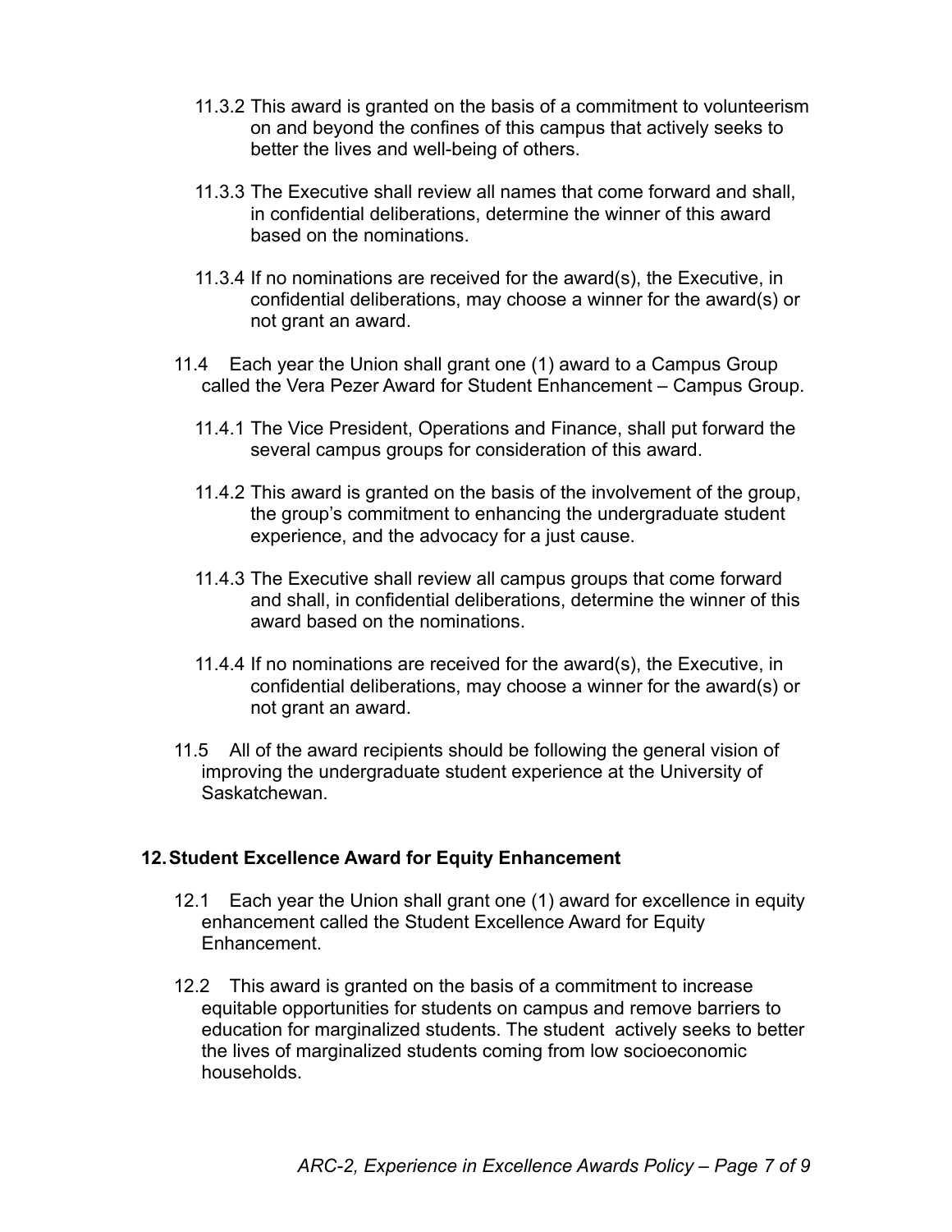11.3.2 This award is granted on the basis of a commitment to volunteerism on and beyond the confines of this campus that actively seeks to better the lives and well-being of others.

11.3.3 The Executive shall review all names that come forward and shall, in confidential deliberations, determine the winner of this award based on the nominations.

11.3.4 If no nominations are received for the award(s), the Executive, in confidential deliberations, may choose a winner for the award(s) or not grant an award.

11.4 Each year the Union shall grant one (1) award to a Campus Group called the Vera Pezer Award for Student Enhancement – Campus Group.

11.4.1 The Vice President, Operations and Finance, shall put forward the several campus groups for consideration of this award.

11.4.2 This award is granted on the basis of the involvement of the group, the group's commitment to enhancing the undergraduate student experience, and the advocacy for a just cause.

11.4.3 The Executive shall review all campus groups that come forward and shall, in confidential deliberations, determine the winner of this award based on the nominations.

11.4.4 If no nominations are received for the award(s), the Executive, in confidential deliberations, may choose a winner for the award(s) or not grant an award.

11.5 All of the award recipients should be following the general vision of improving the undergraduate student experience at the University of Saskatchewan.

## 12. Student Excellence Award for Equity Enhancement

12.1 Each year the Union shall grant one (1) award for excellence in equity enhancement called the Student Excellence Award for Equity Enhancement.

12.2 This award is granted on the basis of a commitment to increase equitable opportunities for students on campus and remove barriers to education for marginalized students. The student actively seeks to better the lives of marginalized students coming from low socioeconomic households.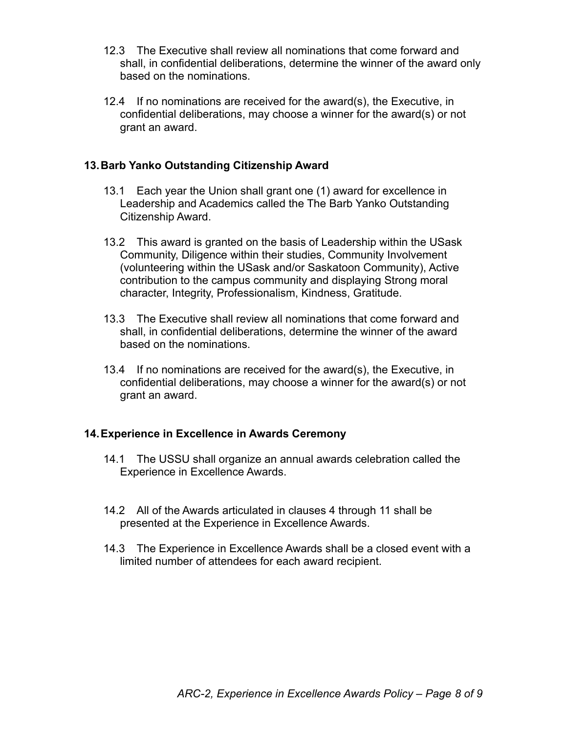12.3 The Executive shall review all nominations that come forward and shall, in confidential deliberations, determine the winner of the award only based on the nominations.

12.4 If no nominations are received for the award(s), the Executive, in confidential deliberations, may choose a winner for the award(s) or not grant an award.

## 13. Barb Yanko Outstanding Citizenship Award

13.1 Each year the Union shall grant one (1) award for excellence in Leadership and Academics called the The Barb Yanko Outstanding Citizenship Award.

13.2 This award is granted on the basis of Leadership within the USask Community, Diligence within their studies, Community Involvement (volunteering within the USask and/or Saskatoon Community), Active contribution to the campus community and displaying Strong moral character, Integrity, Professionalism, Kindness, Gratitude.

13.3 The Executive shall review all nominations that come forward and shall, in confidential deliberations, determine the winner of the award based on the nominations.

13.4 If no nominations are received for the award(s), the Executive, in confidential deliberations, may choose a winner for the award(s) or not grant an award.

## 14. Experience in Excellence in Awards Ceremony

14.1 The USSU shall organize an annual awards celebration called the Experience in Excellence Awards.

14.2 All of the Awards articulated in clauses 4 through 11 shall be presented at the Experience in Excellence Awards.

14.3 The Experience in Excellence Awards shall be a closed event with a limited number of attendees for each award recipient.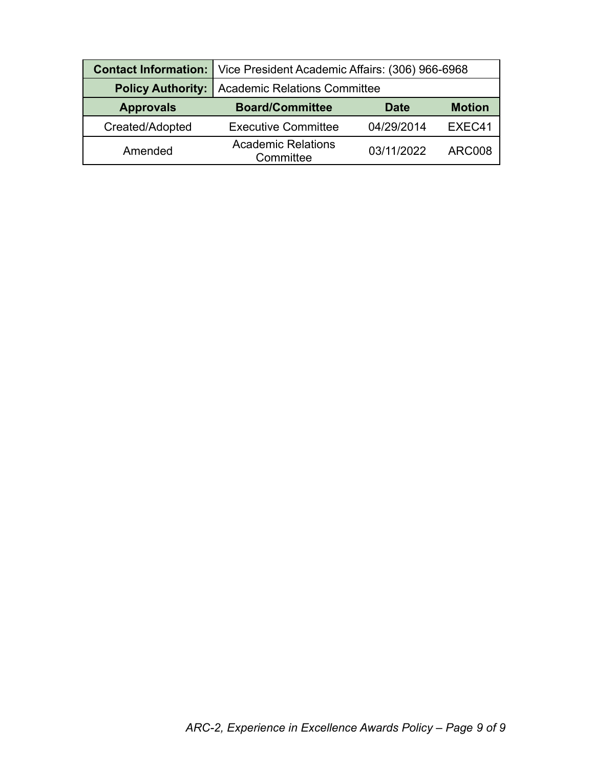| | | | |
|---|---|---|---|
| **Contact Information:** | Vice President Academic Affairs: (306) 966-6968 | | |
| **Policy Authority:** | Academic Relations Committee | | |
| **Approvals** | **Board/Committee** | **Date** | **Motion** |
| Created/Adopted | Executive Committee | 04/29/2014 | EXEC41 |
| Amended | Academic Relations Committee | 03/11/2022 | ARC008 |